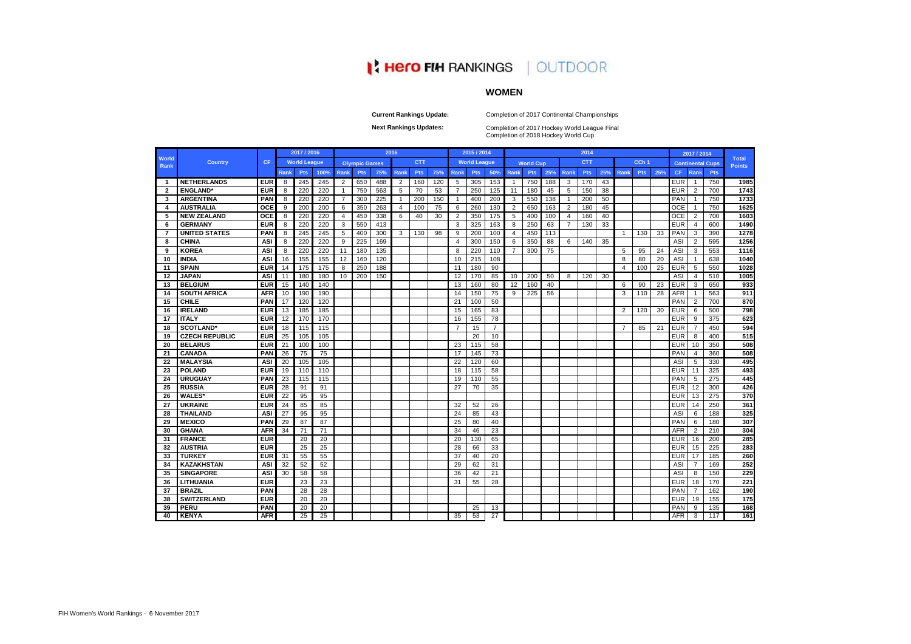# Hero FIH RANKINGS | OUTDOOR

## WOMEN

**Current Rankings Update:** Completion of 2017 Continental Championships

**Next Rankings Updates:** Completion of 2017 Hockey World League Final
Completion of 2018 Hockey World Cup

| World Rank | Country | CF | 2017 / 2016 | | | 2016 | | | | | | 2015 / 2014 | | | 2014 | | | | | | | | | 2017 / 2014 | | | Total Points |
|---|---|---|---|---|---|---|---|---|---|---|---|---|---|---|---|---|---|---|---|---|---|---|---|---|---|---|---|
| | | | World League | | | Olympic Games | | | CTT | | | World League | | | World Cup | | | CTT | | | CCh 1 | | | Continental Cups | | | |
| | | | Rank | Pts | 100% | Rank | Pts | 75% | Rank | Pts | 75% | Rank | Pts | 50% | Rank | Pts | 25% | Rank | Pts | 25% | Rank | Pts | 25% | CF | Rank | Pts | |
| 1 | NETHERLANDS | EUR | 8 | 245 | 245 | 2 | 650 | 488 | 2 | 160 | 120 | 5 | 305 | 153 | 1 | 750 | 188 | 3 | 170 | 43 | | | | EUR | 1 | 750 | 1985 |
| 2 | ENGLAND* | EUR | 8 | 220 | 220 | 1 | 750 | 563 | 5 | 70 | 53 | 7 | 250 | 125 | 11 | 180 | 45 | 5 | 150 | 38 | | | | EUR | 2 | 700 | 1743 |
| 3 | ARGENTINA | PAN | 8 | 220 | 220 | 7 | 300 | 225 | 1 | 200 | 150 | 1 | 400 | 200 | 3 | 550 | 138 | 1 | 200 | 50 | | | | PAN | 1 | 750 | 1733 |
| 4 | AUSTRALIA | OCE | 9 | 200 | 200 | 6 | 350 | 263 | 4 | 100 | 75 | 6 | 260 | 130 | 2 | 650 | 163 | 2 | 180 | 45 | | | | OCE | 1 | 750 | 1625 |
| 5 | NEW ZEALAND | OCE | 8 | 220 | 220 | 4 | 450 | 338 | 6 | 40 | 30 | 2 | 350 | 175 | 5 | 400 | 100 | 4 | 160 | 40 | | | | OCE | 2 | 700 | 1603 |
| 6 | GERMANY | EUR | 8 | 220 | 220 | 3 | 550 | 413 | | | | 3 | 325 | 163 | 8 | 250 | 63 | 7 | 130 | 33 | | | | EUR | 4 | 600 | 1490 |
| 7 | UNITED STATES | PAN | 8 | 245 | 245 | 5 | 400 | 300 | 3 | 130 | 98 | 9 | 200 | 100 | 4 | 450 | 113 | | | | 1 | 130 | 33 | PAN | 3 | 390 | 1278 |
| 8 | CHINA | ASI | 8 | 220 | 220 | 9 | 225 | 169 | | | | 4 | 300 | 150 | 6 | 350 | 88 | 6 | 140 | 35 | | | | ASI | 2 | 595 | 1256 |
| 9 | KOREA | ASI | 8 | 220 | 220 | 11 | 180 | 135 | | | | 8 | 220 | 110 | 7 | 300 | 75 | | | | 5 | 95 | 24 | ASI | 3 | 553 | 1116 |
| 10 | INDIA | ASI | 16 | 155 | 155 | 12 | 160 | 120 | | | | 10 | 215 | 108 | | | | | | | 8 | 80 | 20 | ASI | 1 | 638 | 1040 |
| 11 | SPAIN | EUR | 14 | 175 | 175 | 8 | 250 | 188 | | | | 11 | 180 | 90 | | | | | | | 4 | 100 | 25 | EUR | 5 | 550 | 1028 |
| 12 | JAPAN | ASI | 11 | 180 | 180 | 10 | 200 | 150 | | | | 12 | 170 | 85 | 10 | 200 | 50 | 8 | 120 | 30 | | | | ASI | 4 | 510 | 1005 |
| 13 | BELGIUM | EUR | 15 | 140 | 140 | | | | | | | 13 | 160 | 80 | 12 | 160 | 40 | | | | 6 | 90 | 23 | EUR | 3 | 650 | 933 |
| 14 | SOUTH AFRICA | AFR | 10 | 190 | 190 | | | | | | | 14 | 150 | 75 | 9 | 225 | 56 | | | | 3 | 110 | 28 | AFR | 1 | 563 | 911 |
| 15 | CHILE | PAN | 17 | 120 | 120 | | | | | | | 21 | 100 | 50 | | | | | | | | | | PAN | 2 | 700 | 870 |
| 16 | IRELAND | EUR | 13 | 185 | 185 | | | | | | | 15 | 165 | 83 | | | | | | | 2 | 120 | 30 | EUR | 6 | 500 | 798 |
| 17 | ITALY | EUR | 12 | 170 | 170 | | | | | | | 16 | 155 | 78 | | | | | | | | | | EUR | 9 | 375 | 623 |
| 18 | SCOTLAND* | EUR | 18 | 115 | 115 | | | | | | | 7 | 15 | 7 | | | | | | | 7 | 85 | 21 | EUR | 7 | 450 | 594 |
| 19 | CZECH REPUBLIC | EUR | 25 | 105 | 105 | | | | | | | | 20 | 10 | | | | | | | | | | EUR | 8 | 400 | 515 |
| 20 | BELARUS | EUR | 21 | 100 | 100 | | | | | | | 23 | 115 | 58 | | | | | | | | | | EUR | 10 | 350 | 508 |
| 21 | CANADA | PAN | 26 | 75 | 75 | | | | | | | 17 | 145 | 73 | | | | | | | | | | PAN | 4 | 360 | 508 |
| 22 | MALAYSIA | ASI | 20 | 105 | 105 | | | | | | | 22 | 120 | 60 | | | | | | | | | | ASI | 5 | 330 | 495 |
| 23 | POLAND | EUR | 19 | 110 | 110 | | | | | | | 18 | 115 | 58 | | | | | | | | | | EUR | 11 | 325 | 493 |
| 24 | URUGUAY | PAN | 23 | 115 | 115 | | | | | | | 19 | 110 | 55 | | | | | | | | | | PAN | 5 | 275 | 445 |
| 25 | RUSSIA | EUR | 28 | 91 | 91 | | | | | | | 27 | 70 | 35 | | | | | | | | | | EUR | 12 | 300 | 426 |
| 26 | WALES* | EUR | 22 | 95 | 95 | | | | | | | | | | | | | | | | | | | EUR | 13 | 275 | 370 |
| 27 | UKRAINE | EUR | 24 | 85 | 85 | | | | | | | 32 | 52 | 26 | | | | | | | | | | EUR | 14 | 250 | 361 |
| 28 | THAILAND | ASI | 27 | 95 | 95 | | | | | | | 24 | 85 | 43 | | | | | | | | | | ASI | 6 | 188 | 325 |
| 29 | MEXICO | PAN | 29 | 87 | 87 | | | | | | | 25 | 80 | 40 | | | | | | | | | | PAN | 6 | 180 | 307 |
| 30 | GHANA | AFR | 34 | 71 | 71 | | | | | | | 34 | 46 | 23 | | | | | | | | | | AFR | 2 | 210 | 304 |
| 31 | FRANCE | EUR | | 20 | 20 | | | | | | | 20 | 130 | 65 | | | | | | | | | | EUR | 16 | 200 | 285 |
| 32 | AUSTRIA | EUR | | 25 | 25 | | | | | | | 28 | 66 | 33 | | | | | | | | | | EUR | 15 | 225 | 283 |
| 33 | TURKEY | EUR | 31 | 55 | 55 | | | | | | | 37 | 40 | 20 | | | | | | | | | | EUR | 17 | 185 | 260 |
| 34 | KAZAKHSTAN | ASI | 32 | 52 | 52 | | | | | | | 29 | 62 | 31 | | | | | | | | | | ASI | 7 | 169 | 252 |
| 35 | SINGAPORE | ASI | 30 | 58 | 58 | | | | | | | 36 | 42 | 21 | | | | | | | | | | ASI | 8 | 150 | 229 |
| 36 | LITHUANIA | EUR | | 23 | 23 | | | | | | | 31 | 55 | 28 | | | | | | | | | | EUR | 18 | 170 | 221 |
| 37 | BRAZIL | PAN | | 28 | 28 | | | | | | | | | | | | | | | | | | | PAN | 7 | 162 | 190 |
| 38 | SWITZERLAND | EUR | | 20 | 20 | | | | | | | | | | | | | | | | | | | EUR | 19 | 155 | 175 |
| 39 | PERU | PAN | | 20 | 20 | | | | | | | | 25 | 13 | | | | | | | | | | PAN | 9 | 135 | 168 |
| 40 | KENYA | AFR | | 25 | 25 | | | | | | | 35 | 53 | 27 | | | | | | | | | | AFR | 3 | 117 | 161 |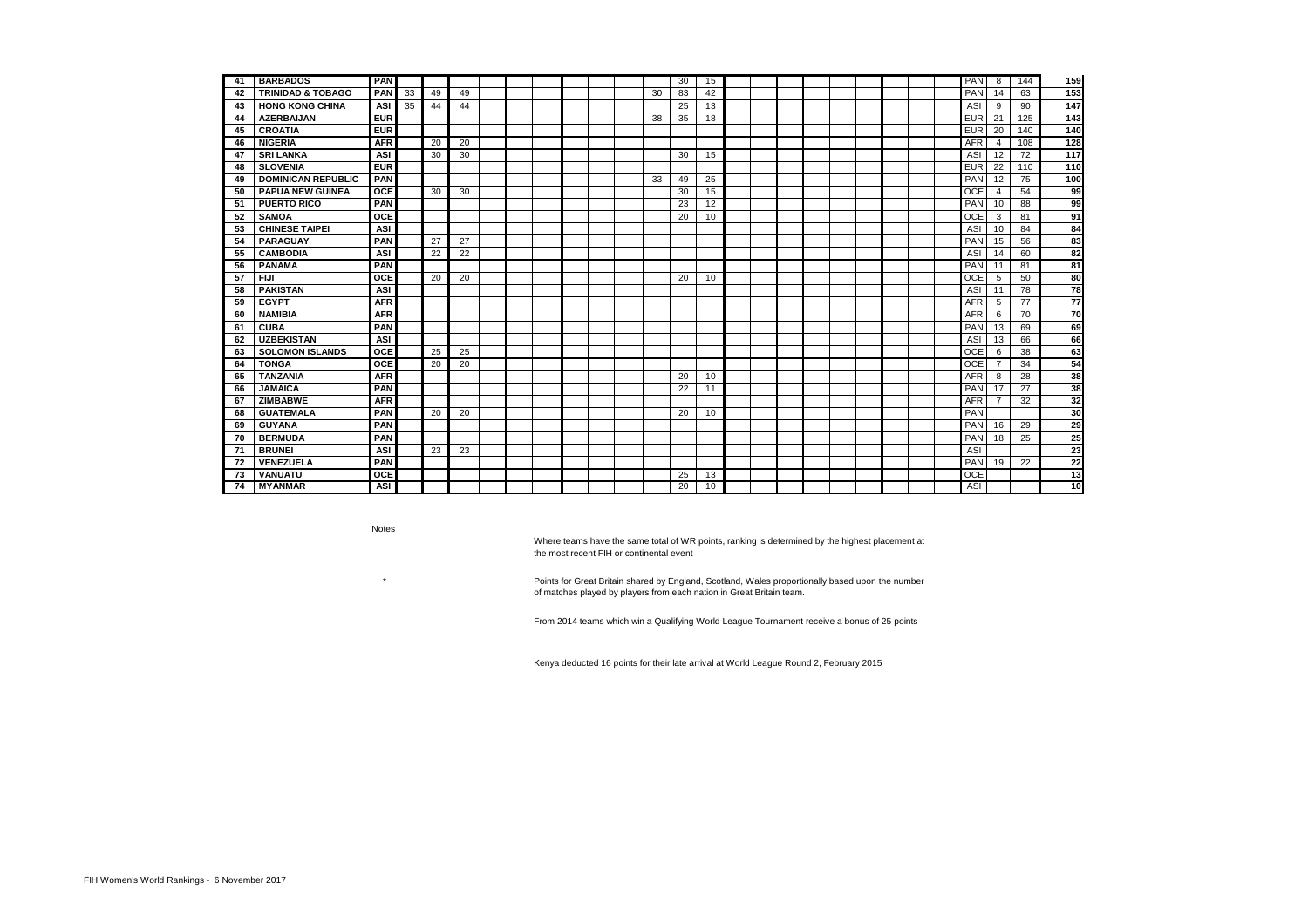| | | | | | | | | | | | | | | | | | | | | | | | | | | | |
|---|---|---|---|---|---|---|---|---|---|---|---|---|---|---|---|---|---|---|---|---|---|---|---|---|---|---|---|
| 41 | BARBADOS | PAN | | | | | | | | | | | 30 | 15 | | | | | | | | | | PAN | 8 | 144 | 159 |
| 42 | TRINIDAD & TOBAGO | PAN | 33 | 49 | 49 | | | | | | | 30 | 83 | 42 | | | | | | | | | | PAN | 14 | 63 | 153 |
| 43 | HONG KONG CHINA | ASI | 35 | 44 | 44 | | | | | | | | 25 | 13 | | | | | | | | | | ASI | 9 | 90 | 147 |
| 44 | AZERBAIJAN | EUR | | | | | | | | | | 38 | 35 | 18 | | | | | | | | | | EUR | 21 | 125 | 143 |
| 45 | CROATIA | EUR | | | | | | | | | | | | | | | | | | | | | | EUR | 20 | 140 | 140 |
| 46 | NIGERIA | AFR | | 20 | 20 | | | | | | | | | | | | | | | | | | | AFR | 4 | 108 | 128 |
| 47 | SRI LANKA | ASI | | 30 | 30 | | | | | | | | 30 | 15 | | | | | | | | | | ASI | 12 | 72 | 117 |
| 48 | SLOVENIA | EUR | | | | | | | | | | | | | | | | | | | | | | EUR | 22 | 110 | 110 |
| 49 | DOMINICAN REPUBLIC | PAN | | | | | | | | | | 33 | 49 | 25 | | | | | | | | | | PAN | 12 | 75 | 100 |
| 50 | PAPUA NEW GUINEA | OCE | | 30 | 30 | | | | | | | | 30 | 15 | | | | | | | | | | OCE | 4 | 54 | 99 |
| 51 | PUERTO RICO | PAN | | | | | | | | | | | 23 | 12 | | | | | | | | | | PAN | 10 | 88 | 99 |
| 52 | SAMOA | OCE | | | | | | | | | | | 20 | 10 | | | | | | | | | | OCE | 3 | 81 | 91 |
| 53 | CHINESE TAIPEI | ASI | | | | | | | | | | | | | | | | | | | | | | ASI | 10 | 84 | 84 |
| 54 | PARAGUAY | PAN | | 27 | 27 | | | | | | | | | | | | | | | | | | | PAN | 15 | 56 | 83 |
| 55 | CAMBODIA | ASI | | 22 | 22 | | | | | | | | | | | | | | | | | | | ASI | 14 | 60 | 82 |
| 56 | PANAMA | PAN | | | | | | | | | | | | | | | | | | | | | | PAN | 11 | 81 | 81 |
| 57 | FIJI | OCE | | 20 | 20 | | | | | | | | 20 | 10 | | | | | | | | | | OCE | 5 | 50 | 80 |
| 58 | PAKISTAN | ASI | | | | | | | | | | | | | | | | | | | | | | ASI | 11 | 78 | 78 |
| 59 | EGYPT | AFR | | | | | | | | | | | | | | | | | | | | | | AFR | 5 | 77 | 77 |
| 60 | NAMIBIA | AFR | | | | | | | | | | | | | | | | | | | | | | AFR | 6 | 70 | 70 |
| 61 | CUBA | PAN | | | | | | | | | | | | | | | | | | | | | | PAN | 13 | 69 | 69 |
| 62 | UZBEKISTAN | ASI | | | | | | | | | | | | | | | | | | | | | | ASI | 13 | 66 | 66 |
| 63 | SOLOMON ISLANDS | OCE | | 25 | 25 | | | | | | | | | | | | | | | | | | | OCE | 6 | 38 | 63 |
| 64 | TONGA | OCE | | 20 | 20 | | | | | | | | | | | | | | | | | | | OCE | 7 | 34 | 54 |
| 65 | TANZANIA | AFR | | | | | | | | | | | 20 | 10 | | | | | | | | | | AFR | 8 | 28 | 38 |
| 66 | JAMAICA | PAN | | | | | | | | | | | 22 | 11 | | | | | | | | | | PAN | 17 | 27 | 38 |
| 67 | ZIMBABWE | AFR | | | | | | | | | | | | | | | | | | | | | | AFR | 7 | 32 | 32 |
| 68 | GUATEMALA | PAN | | 20 | 20 | | | | | | | | 20 | 10 | | | | | | | | | | PAN | | | 30 |
| 69 | GUYANA | PAN | | | | | | | | | | | | | | | | | | | | | | PAN | 16 | 29 | 29 |
| 70 | BERMUDA | PAN | | | | | | | | | | | | | | | | | | | | | | PAN | 18 | 25 | 25 |
| 71 | BRUNEI | ASI | | 23 | 23 | | | | | | | | | | | | | | | | | | | ASI | | | 23 |
| 72 | VENEZUELA | PAN | | | | | | | | | | | | | | | | | | | | | | PAN | 19 | 22 | 22 |
| 73 | VANUATU | OCE | | | | | | | | | | | 25 | 13 | | | | | | | | | | OCE | | | 13 |
| 74 | MYANMAR | ASI | | | | | | | | | | | 20 | 10 | | | | | | | | | | ASI | | | 10 |

Notes

Where teams have the same total of WR points, ranking is determined by the highest placement at the most recent FIH or continental event

\* Points for Great Britain shared by England, Scotland, Wales proportionally based upon the number of matches played by players from each nation in Great Britain team.

From 2014 teams which win a Qualifying World League Tournament receive a bonus of 25 points

Kenya deducted 16 points for their late arrival at World League Round 2, February 2015

FIH Women's World Rankings - 6 November 2017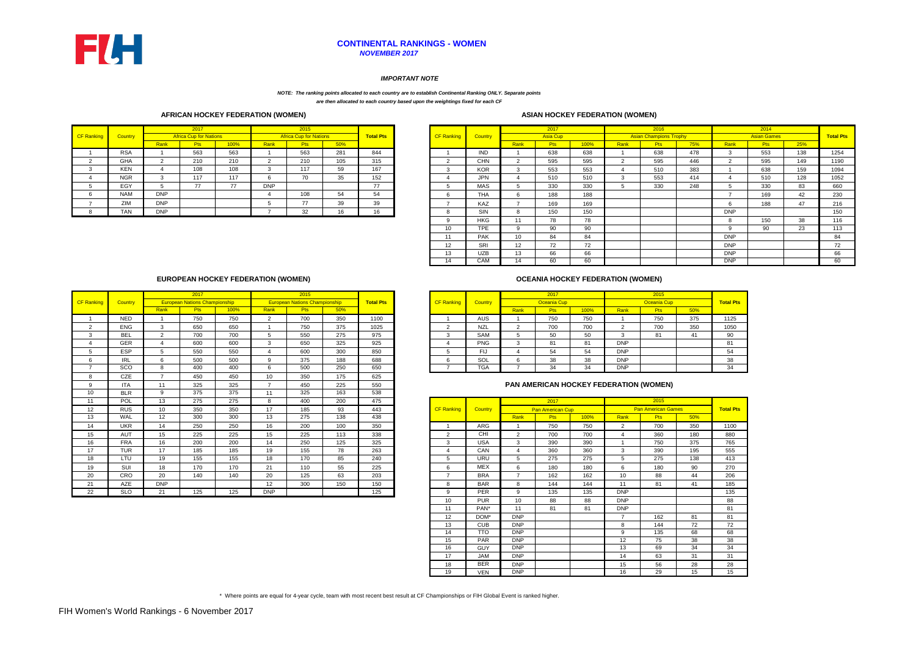# CONTINENTAL RANKINGS - WOMEN

***NOVEMBER 2017***

***IMPORTANT NOTE***

***NOTE: The ranking points allocated to each country are to establish Continental Ranking ONLY. Separate points are then allocated to each country based upon the weightings fixed for each CF***

## AFRICAN HOCKEY FEDERATION (WOMEN)

| CF Ranking | Country | 2017 Africa Cup for Nations | | | 2015 Africa Cup for Nations | | | Total Pts |
|---|---|---|---|---|---|---|---|---|
| | | Rank | Pts | 100% | Rank | Pts | 50% | |
| 1 | RSA | 1 | 563 | 563 | 1 | 563 | 281 | 844 |
| 2 | GHA | 2 | 210 | 210 | 2 | 210 | 105 | 315 |
| 3 | KEN | 4 | 108 | 108 | 3 | 117 | 59 | 167 |
| 4 | NGR | 3 | 117 | 117 | 6 | 70 | 35 | 152 |
| 5 | EGY | 5 | 77 | 77 | DNP | | | 77 |
| 6 | NAM | DNP | | | 4 | 108 | 54 | 54 |
| 7 | ZIM | DNP | | | 5 | 77 | 39 | 39 |
| 8 | TAN | DNP | | | 7 | 32 | 16 | 16 |

## ASIAN HOCKEY FEDERATION (WOMEN)

| CF Ranking | Country | 2017 Asia Cup | | | 2016 Asian Champions Trophy | | | 2014 Asian Games | | | Total Pts |
|---|---|---|---|---|---|---|---|---|---|---|---|
| | | Rank | Pts | 100% | Rank | Pts | 75% | Rank | Pts | 25% | |
| 1 | IND | 1 | 638 | 638 | 1 | 638 | 478 | 3 | 553 | 138 | 1254 |
| 2 | CHN | 2 | 595 | 595 | 2 | 595 | 446 | 2 | 595 | 149 | 1190 |
| 3 | KOR | 3 | 553 | 553 | 4 | 510 | 383 | 1 | 638 | 159 | 1094 |
| 4 | JPN | 4 | 510 | 510 | 3 | 553 | 414 | 4 | 510 | 128 | 1052 |
| 5 | MAS | 5 | 330 | 330 | 5 | 330 | 248 | 5 | 330 | 83 | 660 |
| 6 | THA | 6 | 188 | 188 | | | | 7 | 169 | 42 | 230 |
| 7 | KAZ | 7 | 169 | 169 | | | | 6 | 188 | 47 | 216 |
| 8 | SIN | 8 | 150 | 150 | | | | DNP | | | 150 |
| 9 | HKG | 11 | 78 | 78 | | | | 8 | 150 | 38 | 116 |
| 10 | TPE | 9 | 90 | 90 | | | | 9 | 90 | 23 | 113 |
| 11 | PAK | 10 | 84 | 84 | | | | DNP | | | 84 |
| 12 | SRI | 12 | 72 | 72 | | | | DNP | | | 72 |
| 13 | UZB | 13 | 66 | 66 | | | | DNP | | | 66 |
| 14 | CAM | 14 | 60 | 60 | | | | DNP | | | 60 |

## EUROPEAN HOCKEY FEDERATION (WOMEN)

| CF Ranking | Country | 2017 European Nations Championship | | | 2015 European Nations Championship | | | Total Pts |
|---|---|---|---|---|---|---|---|---|
| | | Rank | Pts | 100% | Rank | Pts | 50% | |
| 1 | NED | 1 | 750 | 750 | 2 | 700 | 350 | 1100 |
| 2 | ENG | 3 | 650 | 650 | 1 | 750 | 375 | 1025 |
| 3 | BEL | 2 | 700 | 700 | 5 | 550 | 275 | 975 |
| 4 | GER | 4 | 600 | 600 | 3 | 650 | 325 | 925 |
| 5 | ESP | 5 | 550 | 550 | 4 | 600 | 300 | 850 |
| 6 | IRL | 6 | 500 | 500 | 9 | 375 | 188 | 688 |
| 7 | SCO | 8 | 400 | 400 | 6 | 500 | 250 | 650 |
| 8 | CZE | 7 | 450 | 450 | 10 | 350 | 175 | 625 |
| 9 | ITA | 11 | 325 | 325 | 7 | 450 | 225 | 550 |
| 10 | BLR | 9 | 375 | 375 | 11 | 325 | 163 | 538 |
| 11 | POL | 13 | 275 | 275 | 8 | 400 | 200 | 475 |
| 12 | RUS | 10 | 350 | 350 | 17 | 185 | 93 | 443 |
| 13 | WAL | 12 | 300 | 300 | 13 | 275 | 138 | 438 |
| 14 | UKR | 14 | 250 | 250 | 16 | 200 | 100 | 350 |
| 15 | AUT | 15 | 225 | 225 | 15 | 225 | 113 | 338 |
| 16 | FRA | 16 | 200 | 200 | 14 | 250 | 125 | 325 |
| 17 | TUR | 17 | 185 | 185 | 19 | 155 | 78 | 263 |
| 18 | LTU | 19 | 155 | 155 | 18 | 170 | 85 | 240 |
| 19 | SUI | 18 | 170 | 170 | 21 | 110 | 55 | 225 |
| 20 | CRO | 20 | 140 | 140 | 20 | 125 | 63 | 203 |
| 21 | AZE | DNP | | | 12 | 300 | 150 | 150 |
| 22 | SLO | 21 | 125 | 125 | DNP | | | 125 |

## OCEANIA HOCKEY FEDERATION (WOMEN)

| CF Ranking | Country | 2017 Oceania Cup | | | 2015 Oceania Cup | | | Total Pts |
|---|---|---|---|---|---|---|---|---|
| | | Rank | Pts | 100% | Rank | Pts | 50% | |
| 1 | AUS | 1 | 750 | 750 | 1 | 750 | 375 | 1125 |
| 2 | NZL | 2 | 700 | 700 | 2 | 700 | 350 | 1050 |
| 3 | SAM | 5 | 50 | 50 | 3 | 81 | 41 | 90 |
| 4 | PNG | 3 | 81 | 81 | DNP | | | 81 |
| 5 | FIJ | 4 | 54 | 54 | DNP | | | 54 |
| 6 | SOL | 6 | 38 | 38 | DNP | | | 38 |
| 7 | TGA | 7 | 34 | 34 | DNP | | | 34 |

## PAN AMERICAN HOCKEY FEDERATION (WOMEN)

| CF Ranking | Country | 2017 Pan American Cup | | | 2015 Pan American Games | | | Total Pts |
|---|---|---|---|---|---|---|---|---|
| | | Rank | Pts | 100% | Rank | Pts | 50% | |
| 1 | ARG | 1 | 750 | 750 | 2 | 700 | 350 | 1100 |
| 2 | CHI | 2 | 700 | 700 | 4 | 360 | 180 | 880 |
| 3 | USA | 3 | 390 | 390 | 1 | 750 | 375 | 765 |
| 4 | CAN | 4 | 360 | 360 | 3 | 390 | 195 | 555 |
| 5 | URU | 5 | 275 | 275 | 5 | 275 | 138 | 413 |
| 6 | MEX | 6 | 180 | 180 | 6 | 180 | 90 | 270 |
| 7 | BRA | 7 | 162 | 162 | 10 | 88 | 44 | 206 |
| 8 | BAR | 8 | 144 | 144 | 11 | 81 | 41 | 185 |
| 9 | PER | 9 | 135 | 135 | DNP | | | 135 |
| 10 | PUR | 10 | 88 | 88 | DNP | | | 88 |
| 11 | PAN* | 11 | 81 | 81 | DNP | | | 81 |
| 12 | DOM* | DNP | | | 7 | 162 | 81 | 81 |
| 13 | CUB | DNP | | | 8 | 144 | 72 | 72 |
| 14 | TTO | DNP | | | 9 | 135 | 68 | 68 |
| 15 | PAR | DNP | | | 12 | 75 | 38 | 38 |
| 16 | GUY | DNP | | | 13 | 69 | 34 | 34 |
| 17 | JAM | DNP | | | 14 | 63 | 31 | 31 |
| 18 | BER | DNP | | | 15 | 56 | 28 | 28 |
| 19 | VEN | DNP | | | 16 | 29 | 15 | 15 |

\* Where points are equal for 4-year cycle, team with most recent best result at CF Championships or FIH Global Event is ranked higher.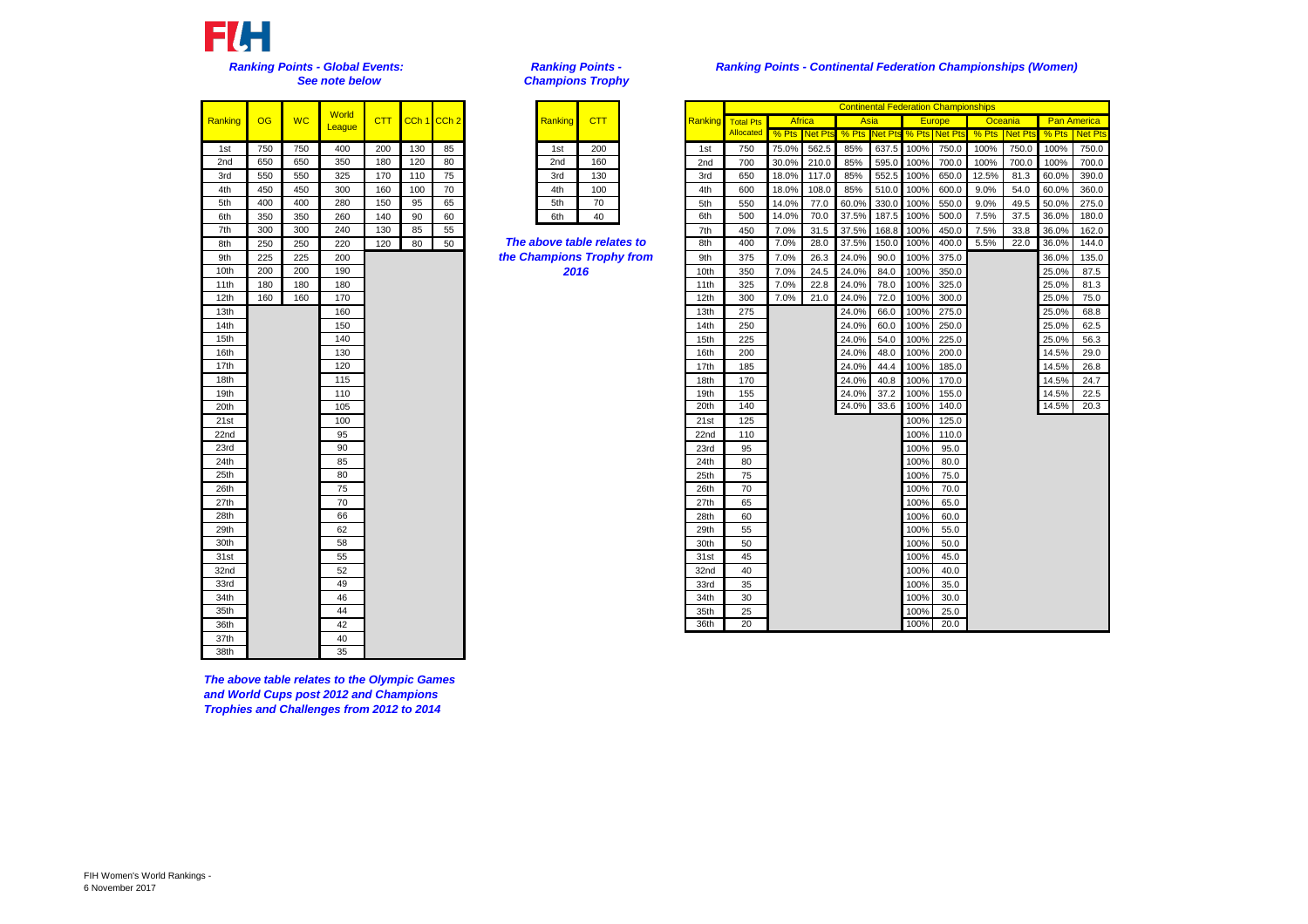### *Ranking Points - Global Events: See note below*

| Ranking | OG | WC | World League | CTT | CCh 1 | CCh 2 |
|---|---|---|---|---|---|---|
| 1st | 750 | 750 | 400 | 200 | 130 | 85 |
| 2nd | 650 | 650 | 350 | 180 | 120 | 80 |
| 3rd | 550 | 550 | 325 | 170 | 110 | 75 |
| 4th | 450 | 450 | 300 | 160 | 100 | 70 |
| 5th | 400 | 400 | 280 | 150 | 95 | 65 |
| 6th | 350 | 350 | 260 | 140 | 90 | 60 |
| 7th | 300 | 300 | 240 | 130 | 85 | 55 |
| 8th | 250 | 250 | 220 | 120 | 80 | 50 |
| 9th | 225 | 225 | 200 | | | |
| 10th | 200 | 200 | 190 | | | |
| 11th | 180 | 180 | 180 | | | |
| 12th | 160 | 160 | 170 | | | |
| 13th | | | 160 | | | |
| 14th | | | 150 | | | |
| 15th | | | 140 | | | |
| 16th | | | 130 | | | |
| 17th | | | 120 | | | |
| 18th | | | 115 | | | |
| 19th | | | 110 | | | |
| 20th | | | 105 | | | |
| 21st | | | 100 | | | |
| 22nd | | | 95 | | | |
| 23rd | | | 90 | | | |
| 24th | | | 85 | | | |
| 25th | | | 80 | | | |
| 26th | | | 75 | | | |
| 27th | | | 70 | | | |
| 28th | | | 66 | | | |
| 29th | | | 62 | | | |
| 30th | | | 58 | | | |
| 31st | | | 55 | | | |
| 32nd | | | 52 | | | |
| 33rd | | | 49 | | | |
| 34th | | | 46 | | | |
| 35th | | | 44 | | | |
| 36th | | | 42 | | | |
| 37th | | | 40 | | | |
| 38th | | | 35 | | | |

***The above table relates to the Olympic Games and World Cups post 2012 and Champions Trophies and Challenges from 2012 to 2014***

### *Ranking Points - Champions Trophy*

| Ranking | CTT |
|---|---|
| 1st | 200 |
| 2nd | 160 |
| 3rd | 130 |
| 4th | 100 |
| 5th | 70 |
| 6th | 40 |

***The above table relates to the Champions Trophy from 2016***

### *Ranking Points - Continental Federation Championships (Women)*

| Ranking | Continental Federation Championships | | | | | | | | | | | |
|---|---|---|---|---|---|---|---|---|---|---|---|---|
| | Total Pts Allocated | Africa | | Asia | | Europe | | Oceania | | Pan America | |
| | | % Pts | Net Pts | % Pts | Net Pts | % Pts | Net Pts | % Pts | Net Pts | % Pts | Net Pts |
| 1st | 750 | 75.0% | 562.5 | 85% | 637.5 | 100% | 750.0 | 100% | 750.0 | 100% | 750.0 |
| 2nd | 700 | 30.0% | 210.0 | 85% | 595.0 | 100% | 700.0 | 100% | 700.0 | 100% | 700.0 |
| 3rd | 650 | 18.0% | 117.0 | 85% | 552.5 | 100% | 650.0 | 12.5% | 81.3 | 60.0% | 390.0 |
| 4th | 600 | 18.0% | 108.0 | 85% | 510.0 | 100% | 600.0 | 9.0% | 54.0 | 60.0% | 360.0 |
| 5th | 550 | 14.0% | 77.0 | 60.0% | 330.0 | 100% | 550.0 | 9.0% | 49.5 | 50.0% | 275.0 |
| 6th | 500 | 14.0% | 70.0 | 37.5% | 187.5 | 100% | 500.0 | 7.5% | 37.5 | 36.0% | 180.0 |
| 7th | 450 | 7.0% | 31.5 | 37.5% | 168.8 | 100% | 450.0 | 7.5% | 33.8 | 36.0% | 162.0 |
| 8th | 400 | 7.0% | 28.0 | 37.5% | 150.0 | 100% | 400.0 | 5.5% | 22.0 | 36.0% | 144.0 |
| 9th | 375 | 7.0% | 26.3 | 24.0% | 90.0 | 100% | 375.0 | | | 36.0% | 135.0 |
| 10th | 350 | 7.0% | 24.5 | 24.0% | 84.0 | 100% | 350.0 | | | 25.0% | 87.5 |
| 11th | 325 | 7.0% | 22.8 | 24.0% | 78.0 | 100% | 325.0 | | | 25.0% | 81.3 |
| 12th | 300 | 7.0% | 21.0 | 24.0% | 72.0 | 100% | 300.0 | | | 25.0% | 75.0 |
| 13th | 275 | | | 24.0% | 66.0 | 100% | 275.0 | | | 25.0% | 68.8 |
| 14th | 250 | | | 24.0% | 60.0 | 100% | 250.0 | | | 25.0% | 62.5 |
| 15th | 225 | | | 24.0% | 54.0 | 100% | 225.0 | | | 25.0% | 56.3 |
| 16th | 200 | | | 24.0% | 48.0 | 100% | 200.0 | | | 14.5% | 29.0 |
| 17th | 185 | | | 24.0% | 44.4 | 100% | 185.0 | | | 14.5% | 26.8 |
| 18th | 170 | | | 24.0% | 40.8 | 100% | 170.0 | | | 14.5% | 24.7 |
| 19th | 155 | | | 24.0% | 37.2 | 100% | 155.0 | | | 14.5% | 22.5 |
| 20th | 140 | | | 24.0% | 33.6 | 100% | 140.0 | | | 14.5% | 20.3 |
| 21st | 125 | | | | | 100% | 125.0 | | | | |
| 22nd | 110 | | | | | 100% | 110.0 | | | | |
| 23rd | 95 | | | | | 100% | 95.0 | | | | |
| 24th | 80 | | | | | 100% | 80.0 | | | | |
| 25th | 75 | | | | | 100% | 75.0 | | | | |
| 26th | 70 | | | | | 100% | 70.0 | | | | |
| 27th | 65 | | | | | 100% | 65.0 | | | | |
| 28th | 60 | | | | | 100% | 60.0 | | | | |
| 29th | 55 | | | | | 100% | 55.0 | | | | |
| 30th | 50 | | | | | 100% | 50.0 | | | | |
| 31st | 45 | | | | | 100% | 45.0 | | | | |
| 32nd | 40 | | | | | 100% | 40.0 | | | | |
| 33rd | 35 | | | | | 100% | 35.0 | | | | |
| 34th | 30 | | | | | 100% | 30.0 | | | | |
| 35th | 25 | | | | | 100% | 25.0 | | | | |
| 36th | 20 | | | | | 100% | 20.0 | | | | |